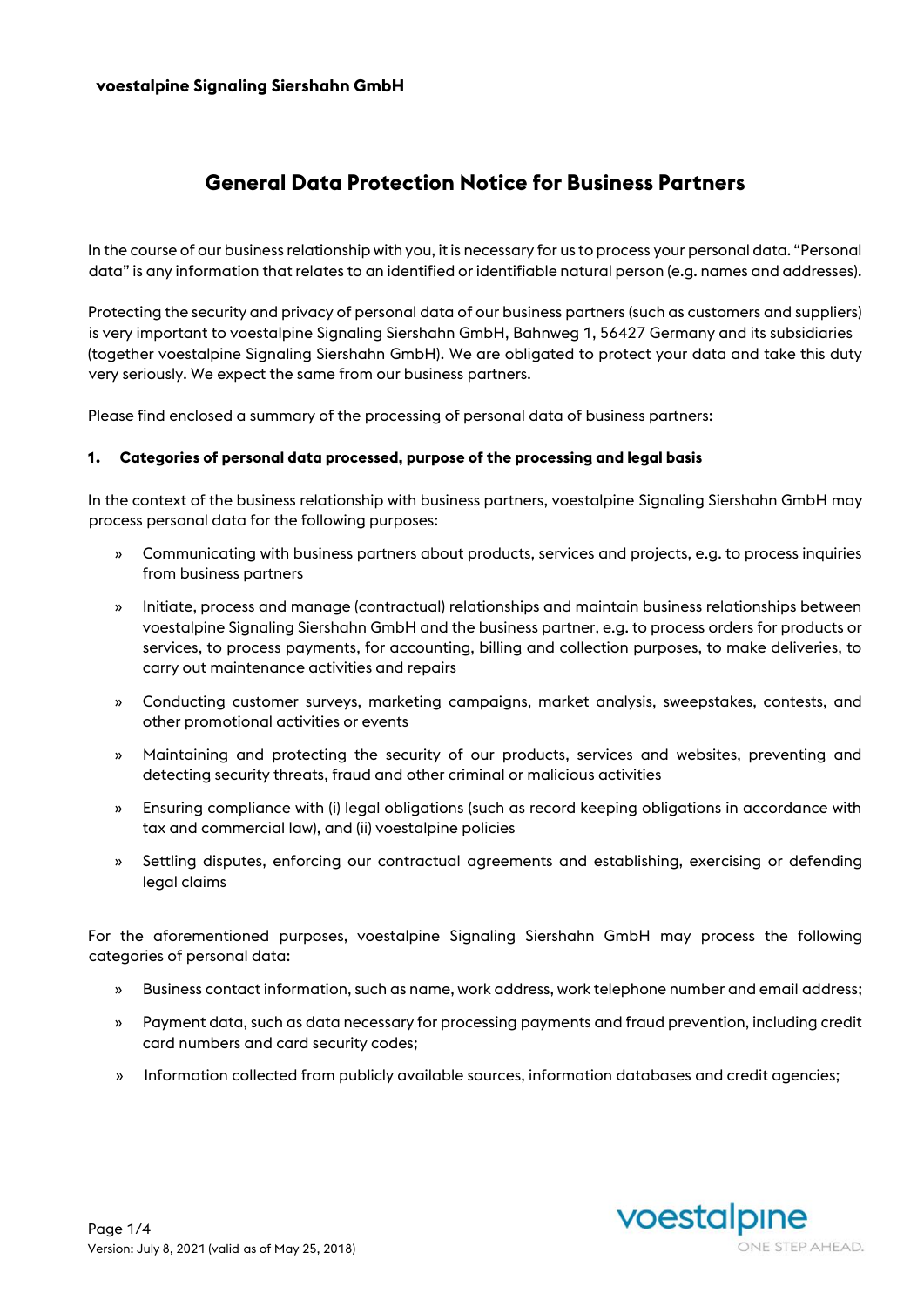**voestalpine Signaling Siershahn GmbH**

# General Data Protection Notice for Business Partners

In the course of our business relationship with you, it is necessary for us to process your personal data. "Personal data" is any information that relates to an identified or identifiable natural person (e.g. names and addresses).

Protecting the security and privacy of personal data of our business partners (such as customers and suppliers) is very important to voestalpine Signaling Siershahn GmbH, Bahnweg 1, 56427 Germany and its subsidiaries (together voestalpine Signaling Siershahn GmbH). We are obligated to protect your data and take this duty very seriously. We expect the same from our business partners.

Please find enclosed a summary of the processing of personal data of business partners:

## 1. Categories of personal data processed, purpose of the processing and legal basis

In the context of the business relationship with business partners, voestalpine Signaling Siershahn GmbH may process personal data for the following purposes:

- Communicating with business partners about products, services and projects, e.g. to process inquiries from business partners
- Initiate, process and manage (contractual) relationships and maintain business relationships between voestalpine Signaling Siershahn GmbH and the business partner, e.g. to process orders for products or services, to process payments, for accounting, billing and collection purposes, to make deliveries, to carry out maintenance activities and repairs
- Conducting customer surveys, marketing campaigns, market analysis, sweepstakes, contests, and other promotional activities or events
- Maintaining and protecting the security of our products, services and websites, preventing and detecting security threats, fraud and other criminal or malicious activities
- Ensuring compliance with (i) legal obligations (such as record keeping obligations in accordance with tax and commercial law), and (ii) voestalpine policies
- Settling disputes, enforcing our contractual agreements and establishing, exercising or defending legal claims

For the aforementioned purposes, voestalpine Signaling Siershahn GmbH may process the following categories of personal data:

- Business contact information, such as name, work address, work telephone number and email address;
- Payment data, such as data necessary for processing payments and fraud prevention, including credit card numbers and card security codes;
- Information collected from publicly available sources, information databases and credit agencies;

Version: July 8, 2021 (valid as of May 25, 2018)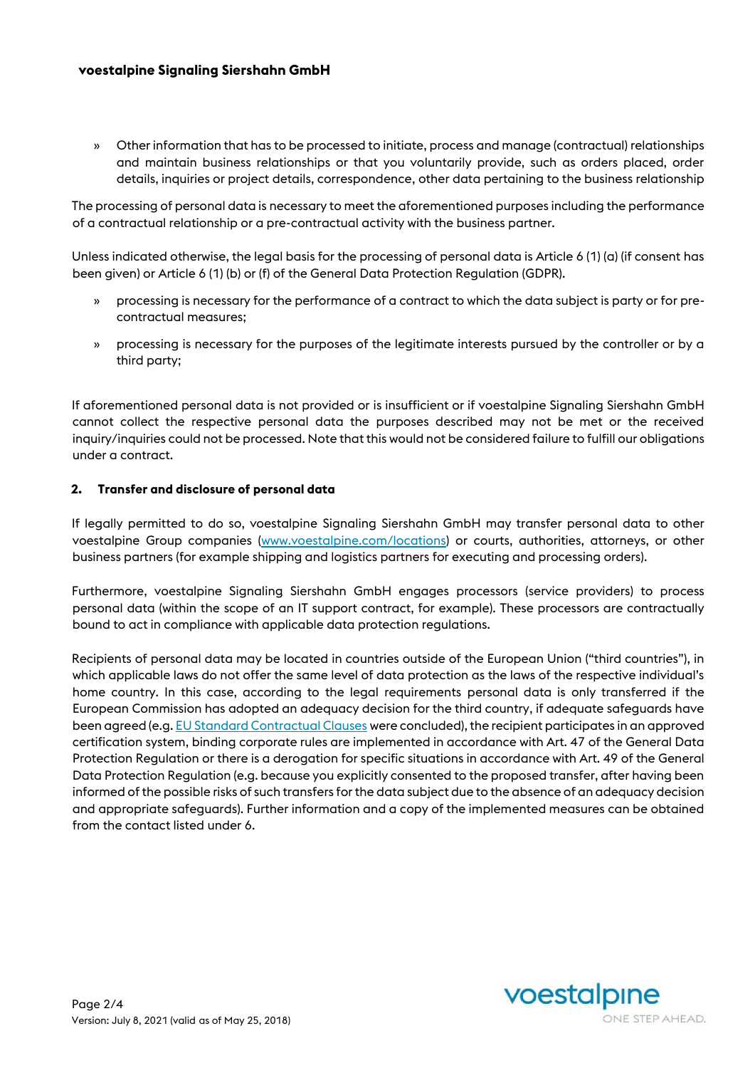- Other information that has to be processed to initiate, process and manage (contractual) relationships and maintain business relationships or that you voluntarily provide, such as orders placed, order details, inquiries or project details, correspondence, other data pertaining to the business relationship

The processing of personal data is necessary to meet the aforementioned purposes including the performance of a contractual relationship or a pre-contractual activity with the business partner.

Unless indicated otherwise, the legal basis for the processing of personal data is Article 6 (1) (a) (if consent has been given) or Article 6 (1) (b) or (f) of the General Data Protection Regulation (GDPR).

- processing is necessary for the performance of a contract to which the data subject is party or for pre-contractual measures;
- processing is necessary for the purposes of the legitimate interests pursued by the controller or by a third party;

If aforementioned personal data is not provided or is insufficient or if voestalpine Signaling Siershahn GmbH cannot collect the respective personal data the purposes described may not be met or the received inquiry/inquiries could not be processed. Note that this would not be considered failure to fulfill our obligations under a contract.

## 2. Transfer and disclosure of personal data

If legally permitted to do so, voestalpine Signaling Siershahn GmbH may transfer personal data to other voestalpine Group companies (www.voestalpine.com/locations) or courts, authorities, attorneys, or other business partners (for example shipping and logistics partners for executing and processing orders).

Furthermore, voestalpine Signaling Siershahn GmbH engages processors (service providers) to process personal data (within the scope of an IT support contract, for example). These processors are contractually bound to act in compliance with applicable data protection regulations.

Recipients of personal data may be located in countries outside of the European Union ("third countries"), in which applicable laws do not offer the same level of data protection as the laws of the respective individual's home country. In this case, according to the legal requirements personal data is only transferred if the European Commission has adopted an adequacy decision for the third country, if adequate safeguards have been agreed (e.g. EU Standard Contractual Clauses were concluded), the recipient participates in an approved certification system, binding corporate rules are implemented in accordance with Art. 47 of the General Data Protection Regulation or there is a derogation for specific situations in accordance with Art. 49 of the General Data Protection Regulation (e.g. because you explicitly consented to the proposed transfer, after having been informed of the possible risks of such transfers for the data subject due to the absence of an adequacy decision and appropriate safeguards). Further information and a copy of the implemented measures can be obtained from the contact listed under 6.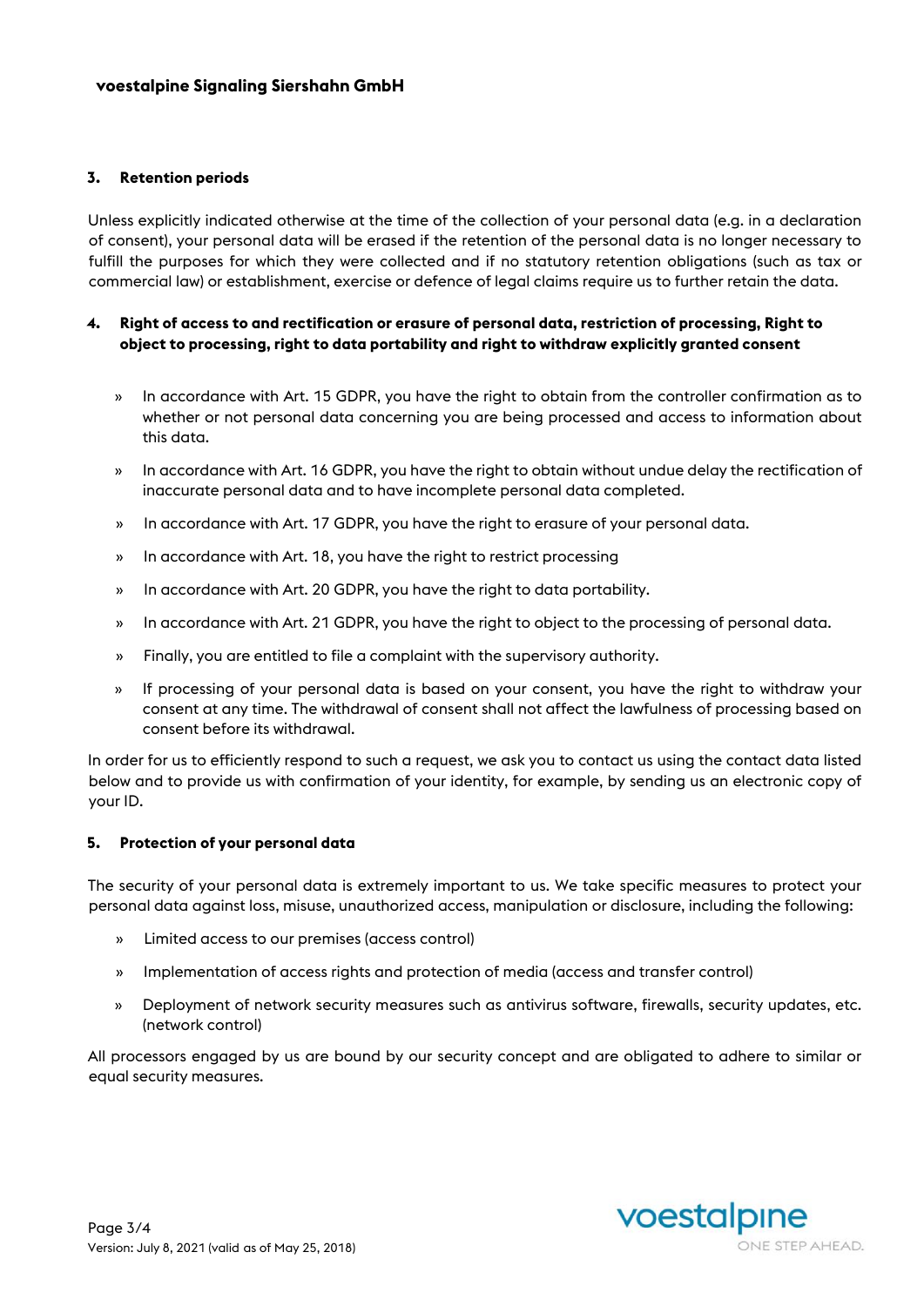### 3. Retention periods

Unless explicitly indicated otherwise at the time of the collection of your personal data (e.g. in a declaration of consent), your personal data will be erased if the retention of the personal data is no longer necessary to fulfill the purposes for which they were collected and if no statutory retention obligations (such as tax or commercial law) or establishment, exercise or defence of legal claims require us to further retain the data.

### 4. Right of access to and rectification or erasure of personal data, restriction of processing, Right to object to processing, right to data portability and right to withdraw explicitly granted consent

- In accordance with Art. 15 GDPR, you have the right to obtain from the controller confirmation as to whether or not personal data concerning you are being processed and access to information about this data.
- In accordance with Art. 16 GDPR, you have the right to obtain without undue delay the rectification of inaccurate personal data and to have incomplete personal data completed.
- In accordance with Art. 17 GDPR, you have the right to erasure of your personal data.
- In accordance with Art. 18, you have the right to restrict processing
- In accordance with Art. 20 GDPR, you have the right to data portability.
- In accordance with Art. 21 GDPR, you have the right to object to the processing of personal data.
- Finally, you are entitled to file a complaint with the supervisory authority.
- If processing of your personal data is based on your consent, you have the right to withdraw your consent at any time. The withdrawal of consent shall not affect the lawfulness of processing based on consent before its withdrawal.

In order for us to efficiently respond to such a request, we ask you to contact us using the contact data listed below and to provide us with confirmation of your identity, for example, by sending us an electronic copy of your ID.

### 5. Protection of your personal data

The security of your personal data is extremely important to us. We take specific measures to protect your personal data against loss, misuse, unauthorized access, manipulation or disclosure, including the following:

- Limited access to our premises (access control)
- Implementation of access rights and protection of media (access and transfer control)
- Deployment of network security measures such as antivirus software, firewalls, security updates, etc. (network control)

All processors engaged by us are bound by our security concept and are obligated to adhere to similar or equal security measures.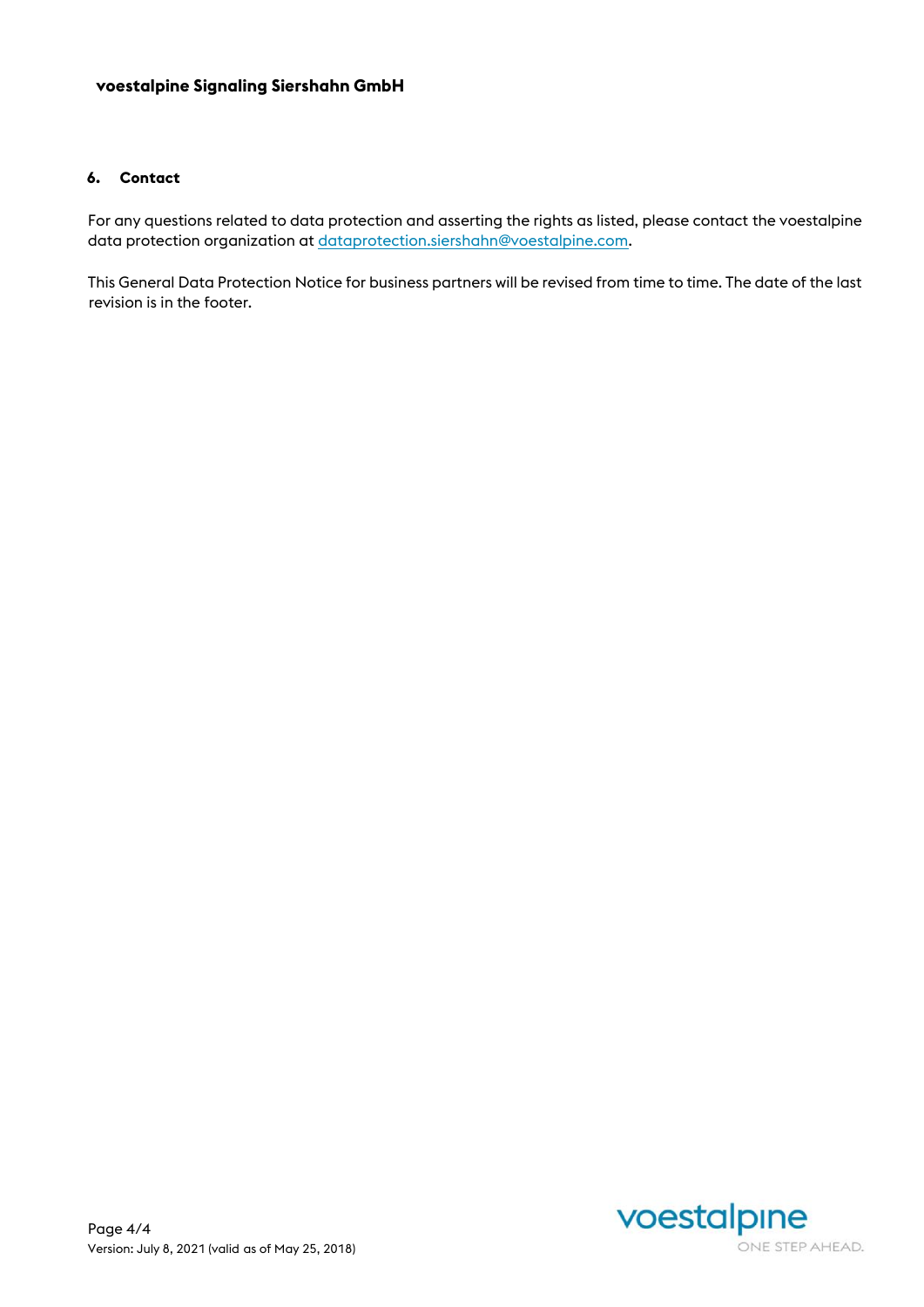## 6. Contact

For any questions related to data protection and asserting the rights as listed, please contact the voestalpine data protection organization at dataprotection.siershahn@voestalpine.com.

This General Data Protection Notice for business partners will be revised from time to time. The date of the last revision is in the footer.

Version: July 8, 2021 (valid as of May 25, 2018)